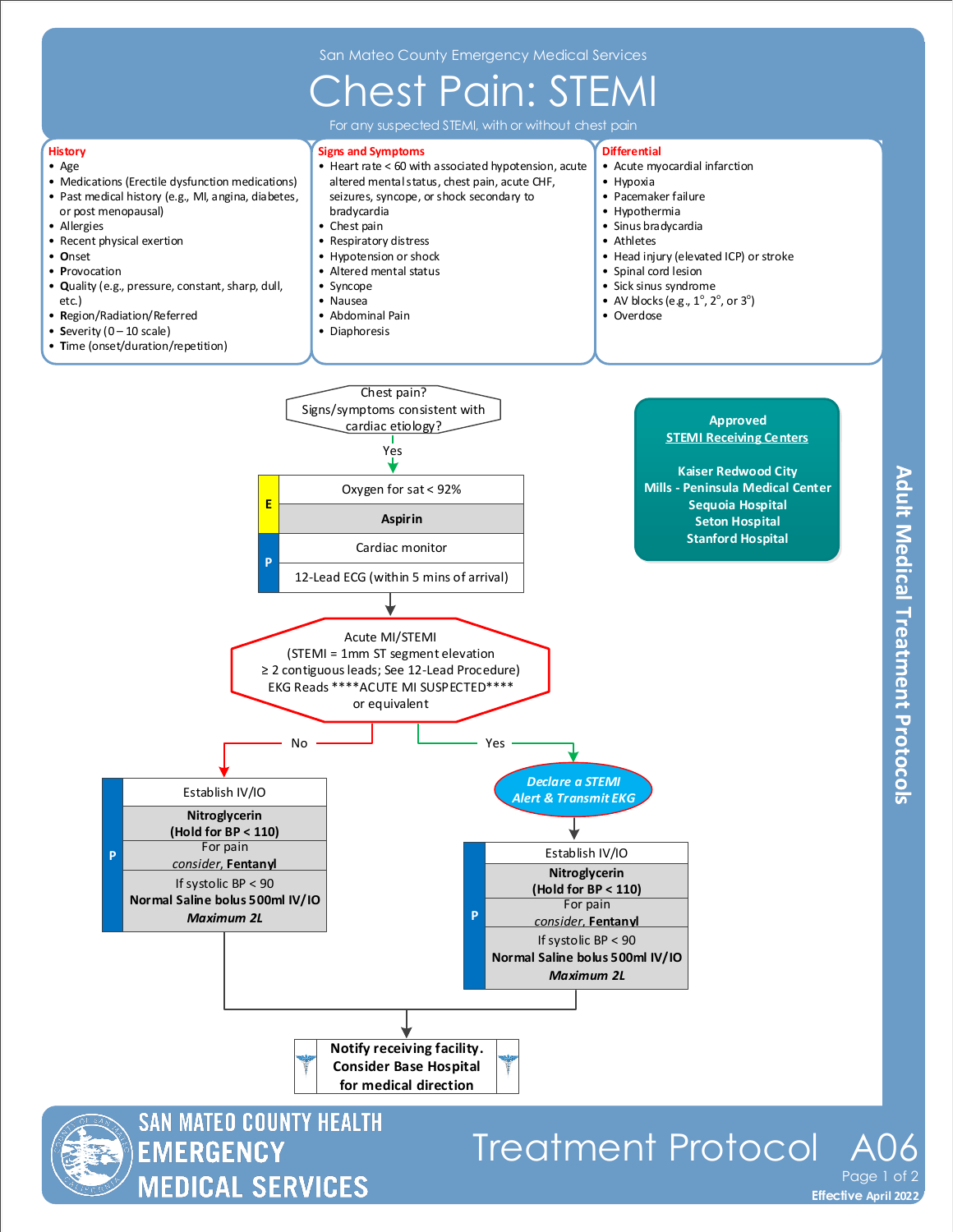San Mateo County Emergency Medical Services

# Chest Pain: STEMI

For any suspected STEMI, with or without chest pain

## History

- Age
- Medications (Erectile dysfunction medications)
- Past medical history (e.g., MI, angina, diabetes, or post menopausal)
- Allergies
- Recent physical exertion
- **O**nset
- **P**rovocation
- **Q**uality (e.g., pressure, constant, sharp, dull, etc.)
- **R**egion/Radiation/Referred
- **S**everity (0 – 10 scale)
- **T**ime (onset/duration/repetition)

## Signs and Symptoms

- Heart rate < 60 with associated hypotension, acute altered mental status, chest pain, acute CHF, seizures, syncope, or shock secondary to bradycardia
- Chest pain
- Respiratory distress
- Hypotension or shock
- Altered mental status
- Syncope
- Nausea
- Abdominal Pain
- Diaphoresis

## Differential

- Acute myocardial infarction
- Hypoxia
- Pacemaker failure
- Hypothermia
- Sinus bradycardia
- Athletes
- Head injury (elevated ICP) or stroke
- Spinal cord lesion
- Sick sinus syndrome
- AV blocks (e.g., 1°, 2°, or 3°)
- Overdose

---

Chest pain? Signs/symptoms consistent with cardiac etiology?

**Yes** →

**E**
- Oxygen for sat < 92%
- **Aspirin**

**P**
- Cardiac monitor
- 12-Lead ECG (within 5 mins of arrival)

↓

Acute MI/STEMI
(STEMI = 1mm ST segment elevation ≥ 2 contiguous leads; See 12-Lead Procedure)
EKG Reads ****ACUTE MI SUSPECTED**** or equivalent

**No** →

**P**
- Establish IV/IO
- **Nitroglycerin (Hold for BP < 110)**
- For pain *consider*, **Fentanyl**
- If systolic BP < 90 **Normal Saline bolus 500ml IV/IO** ***Maximum 2L***

**Yes** →

***Declare a STEMI Alert & Transmit EKG***

**P**
- Establish IV/IO
- **Nitroglycerin (Hold for BP < 110)**
- For pain *consider*, **Fentanyl**
- If systolic BP < 90 **Normal Saline bolus 500ml IV/IO** ***Maximum 2L***

↓

**Notify receiving facility. Consider Base Hospital for medical direction**

---

**Approved STEMI Receiving Centers**

**Kaiser Redwood City**
**Mills - Peninsula Medical Center**
**Sequoia Hospital**
**Seton Hospital**
**Stanford Hospital**

Adult Medical Treatment Protocols

SAN MATEO COUNTY HEALTH EMERGENCY MEDICAL SERVICES

Treatment Protocol A06

Effective April 2022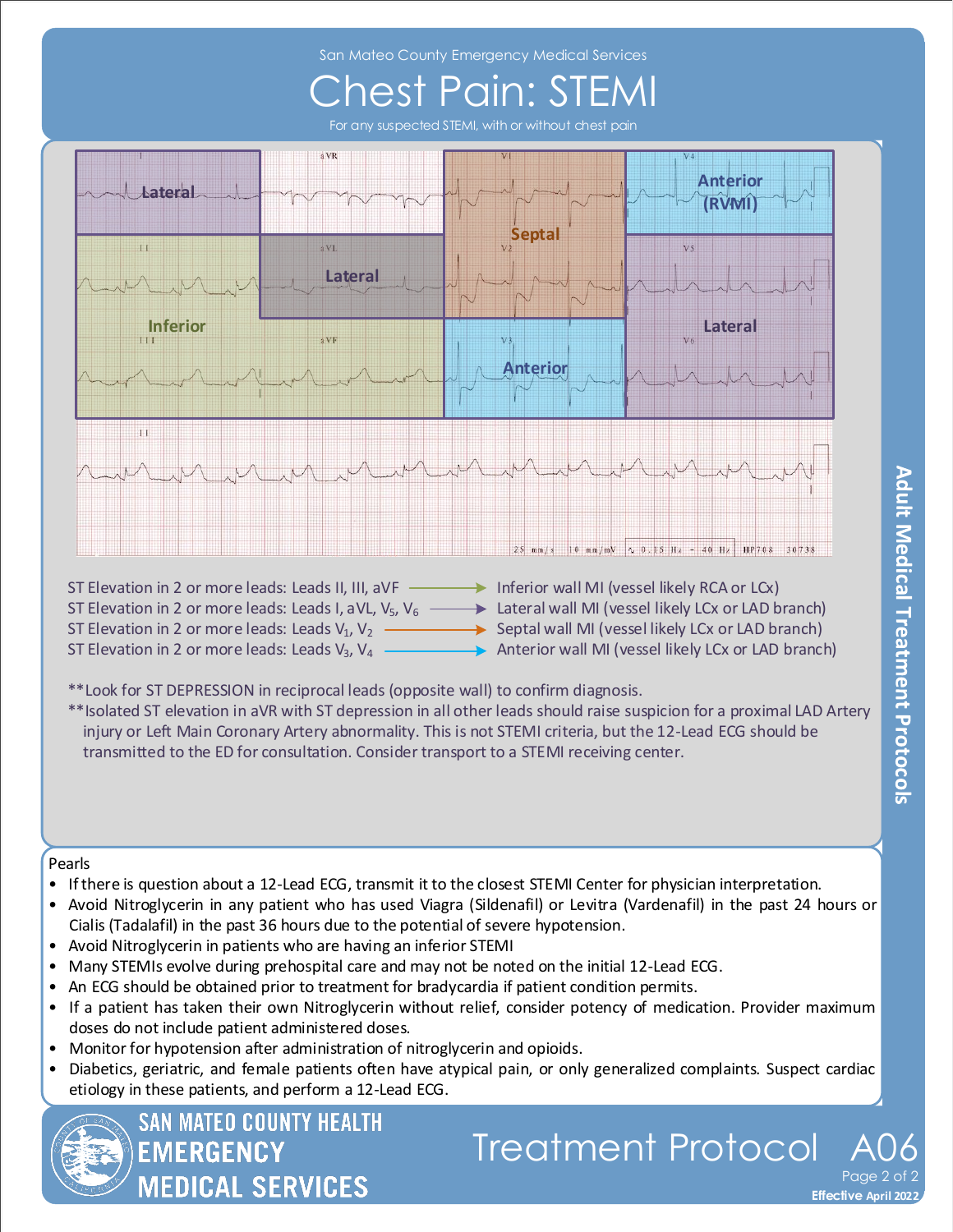San Mateo County Emergency Medical Services

# Chest Pain: STEMI

For any suspected STEMI, with or without chest pain

Lateral
aVR
Septal
Anterior (RVMI)
Lateral
Inferior
Anterior
Lateral

ST Elevation in 2 or more leads: Leads II, III, aVF → Inferior wall MI (vessel likely RCA or LCx)
ST Elevation in 2 or more leads: Leads I, aVL, $V_5$, $V_6$ → Lateral wall MI (vessel likely LCx or LAD branch)
ST Elevation in 2 or more leads: Leads $V_1$, $V_2$ → Septal wall MI (vessel likely LCx or LAD branch)
ST Elevation in 2 or more leads: Leads $V_3$, $V_4$ → Anterior wall MI (vessel likely LCx or LAD branch)

**Look for ST DEPRESSION in reciprocal leads (opposite wall) to confirm diagnosis.

**Isolated ST elevation in aVR with ST depression in all other leads should raise suspicion for a proximal LAD Artery injury or Left Main Coronary Artery abnormality. This is not STEMI criteria, but the 12-Lead ECG should be transmitted to the ED for consultation. Consider transport to a STEMI receiving center.

## Pearls

- If there is question about a 12-Lead ECG, transmit it to the closest STEMI Center for physician interpretation.
- Avoid Nitroglycerin in any patient who has used Viagra (Sildenafil) or Levitra (Vardenafil) in the past 24 hours or Cialis (Tadalafil) in the past 36 hours due to the potential of severe hypotension.
- Avoid Nitroglycerin in patients who are having an inferior STEMI
- Many STEMIs evolve during prehospital care and may not be noted on the initial 12-Lead ECG.
- An ECG should be obtained prior to treatment for bradycardia if patient condition permits.
- If a patient has taken their own Nitroglycerin without relief, consider potency of medication. Provider maximum doses do not include patient administered doses.
- Monitor for hypotension after administration of nitroglycerin and opioids.
- Diabetics, geriatric, and female patients often have atypical pain, or only generalized complaints. Suspect cardiac etiology in these patients, and perform a 12-Lead ECG.

Adult Medical Treatment Protocols

SAN MATEO COUNTY HEALTH EMERGENCY MEDICAL SERVICES

Treatment Protocol A06

Effective April 2022